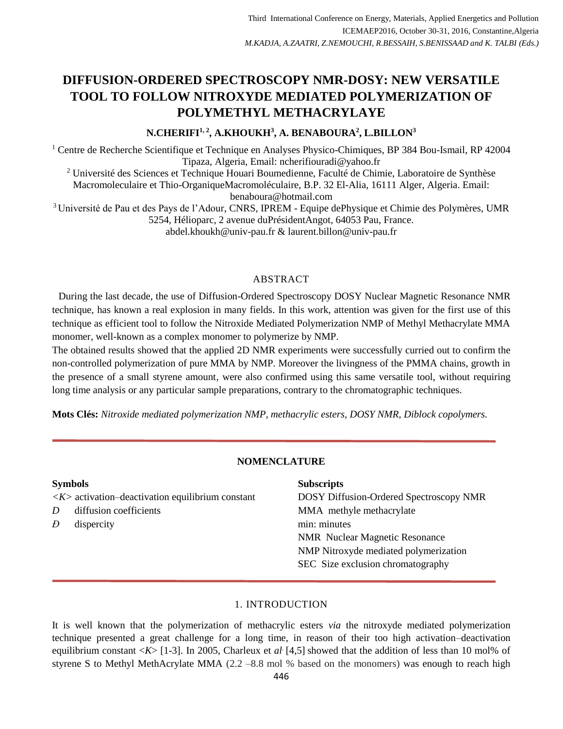# DIFFUSION-ORDERED SPECTROSCOPY NMR-DOSY: NEW VERSATILE TOOL TO FOLLOW NITROXYDE MEDIATED POLYMERIZATION OF POLYMETHYL METHACRYLAYE

**N.CHERIFI[1, 2], A.KHOUKH[3], A. BENABOURA[2], L.BILLON[3]**

[1] Centre de Recherche Scientifique et Technique en Analyses Physico-Chimiques, BP 384 Bou-Ismail, RP 42004 Tipaza, Algeria, Email: ncherifiouradi@yahoo.fr

[2] Université des Sciences et Technique Houari Boumedienne, Faculté de Chimie, Laboratoire de Synthèse Macromoleculaire et Thio-OrganiqueMacromoléculaire, B.P. 32 El-Alia, 16111 Alger, Algeria. Email: benaboura@hotmail.com

[3] Université de Pau et des Pays de l'Adour, CNRS, IPREM - Equipe dePhysique et Chimie des Polymères, UMR 5254, Hélioparc, 2 avenue duPrésidentAngot, 64053 Pau, France. abdel.khoukh@univ-pau.fr & laurent.billon@univ-pau.fr

## ABSTRACT

During the last decade, the use of Diffusion-Ordered Spectroscopy DOSY Nuclear Magnetic Resonance NMR technique, has known a real explosion in many fields. In this work, attention was given for the first use of this technique as efficient tool to follow the Nitroxide Mediated Polymerization NMP of Methyl Methacrylate MMA monomer, well-known as a complex monomer to polymerize by NMP.

The obtained results showed that the applied 2D NMR experiments were successfully curried out to confirm the non-controlled polymerization of pure MMA by NMP. Moreover the livingness of the PMMA chains, growth in the presence of a small styrene amount, were also confirmed using this same versatile tool, without requiring long time analysis or any particular sample preparations, contrary to the chromatographic techniques.

**Mots Clés:** *Nitroxide mediated polymerization NMP, methacrylic esters, DOSY NMR, Diblock copolymers.*

## NOMENCLATURE

**Symbols**

- $<K>$ activation–deactivation equilibrium constant
- $D$ diffusion coefficients
- $Đ$ dispercity

**Subscripts**

- DOSY Diffusion-Ordered Spectroscopy NMR
- MMA methyle methacrylate
- min: minutes
- NMR Nuclear Magnetic Resonance
- NMP Nitroxyde mediated polymerization
- SEC Size exclusion chromatography

## 1. INTRODUCTION

It is well known that the polymerization of methacrylic esters *via* the nitroxyde mediated polymerization technique presented a great challenge for a long time, in reason of their too high activation–deactivation equilibrium constant $<K>$ [1-3]. In 2005, Charleux et *al.* [4,5] showed that the addition of less than 10 mol% of styrene S to Methyl MethAcrylate MMA (2.2 –8.8 mol % based on the monomers) was enough to reach high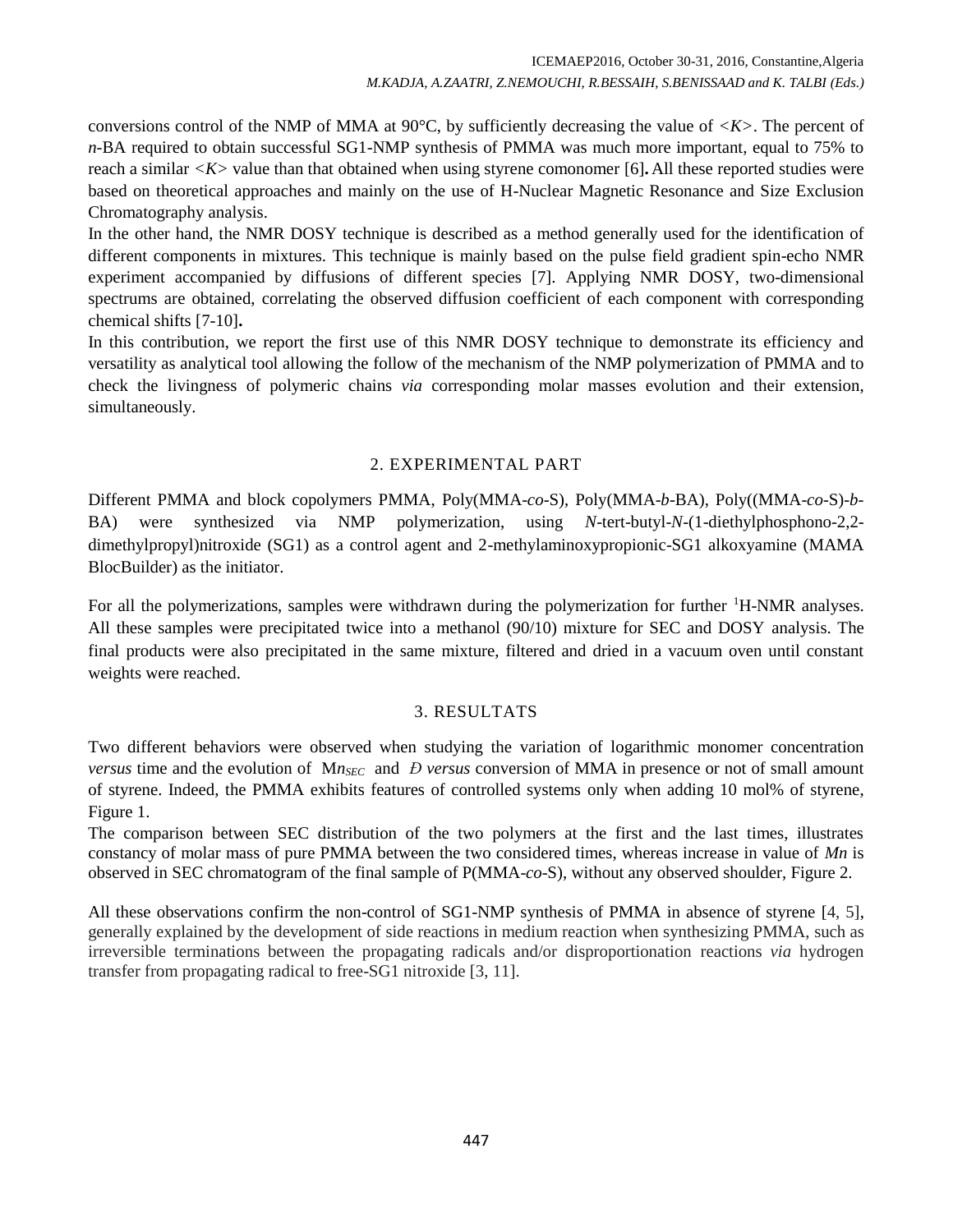conversions control of the NMP of MMA at 90°C, by sufficiently decreasing the value of <*K*>. The percent of *n*-BA required to obtain successful SG1-NMP synthesis of PMMA was much more important, equal to 75% to reach a similar <*K*> value than that obtained when using styrene comonomer [6]**.** All these reported studies were based on theoretical approaches and mainly on the use of H-Nuclear Magnetic Resonance and Size Exclusion Chromatography analysis.

In the other hand, the NMR DOSY technique is described as a method generally used for the identification of different components in mixtures. This technique is mainly based on the pulse field gradient spin-echo NMR experiment accompanied by diffusions of different species [7]. Applying NMR DOSY, two-dimensional spectrums are obtained, correlating the observed diffusion coefficient of each component with corresponding chemical shifts [7-10]**.**

In this contribution, we report the first use of this NMR DOSY technique to demonstrate its efficiency and versatility as analytical tool allowing the follow of the mechanism of the NMP polymerization of PMMA and to check the livingness of polymeric chains *via* corresponding molar masses evolution and their extension, simultaneously.

## 2. EXPERIMENTAL PART

Different PMMA and block copolymers PMMA, Poly(MMA-*co*-S), Poly(MMA-*b*-BA), Poly((MMA-*co*-S)-*b*-BA) were synthesized via NMP polymerization, using *N*-tert-butyl-*N*-(1-diethylphosphono-2,2-dimethylpropyl)nitroxide (SG1) as a control agent and 2-methylaminoxypropionic-SG1 alkoxyamine (MAMA BlocBuilder) as the initiator.

For all the polymerizations, samples were withdrawn during the polymerization for further $^1$H-NMR analyses. All these samples were precipitated twice into a methanol (90/10) mixture for SEC and DOSY analysis. The final products were also precipitated in the same mixture, filtered and dried in a vacuum oven until constant weights were reached.

## 3. RESULTATS

Two different behaviors were observed when studying the variation of logarithmic monomer concentration *versus* time and the evolution of $Mn_{SEC}$ and $Đ$ *versus* conversion of MMA in presence or not of small amount of styrene. Indeed, the PMMA exhibits features of controlled systems only when adding 10 mol% of styrene, Figure 1.

The comparison between SEC distribution of the two polymers at the first and the last times, illustrates constancy of molar mass of pure PMMA between the two considered times, whereas increase in value of *Mn* is observed in SEC chromatogram of the final sample of P(MMA-*co*-S), without any observed shoulder, Figure 2.

All these observations confirm the non-control of SG1-NMP synthesis of PMMA in absence of styrene [4, 5], generally explained by the development of side reactions in medium reaction when synthesizing PMMA, such as irreversible terminations between the propagating radicals and/or disproportionation reactions *via* hydrogen transfer from propagating radical to free-SG1 nitroxide [3, 11].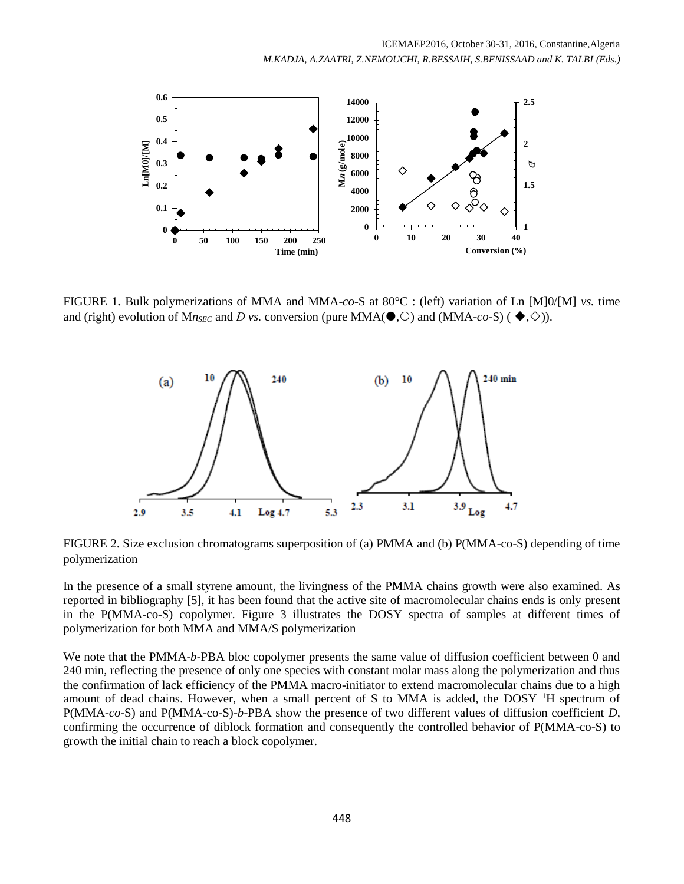FIGURE 1. Bulk polymerizations of MMA and MMA-*co*-S at 80°C : (left) variation of Ln [M]0/[M] *vs.* time and (right) evolution of $Mn_{SEC}$ and *Đ vs.* conversion (pure MMA(●,○) and (MMA-*co*-S) ( ◆,◇)).

FIGURE 2. Size exclusion chromatograms superposition of (a) PMMA and (b) P(MMA-co-S) depending of time polymerization

In the presence of a small styrene amount, the livingness of the PMMA chains growth were also examined. As reported in bibliography [5], it has been found that the active site of macromolecular chains ends is only present in the P(MMA-co-S) copolymer. Figure 3 illustrates the DOSY spectra of samples at different times of polymerization for both MMA and MMA/S polymerization

We note that the PMMA-*b*-PBA bloc copolymer presents the same value of diffusion coefficient between 0 and 240 min, reflecting the presence of only one species with constant molar mass along the polymerization and thus the confirmation of lack efficiency of the PMMA macro-initiator to extend macromolecular chains due to a high amount of dead chains. However, when a small percent of S to MMA is added, the DOSY $^1$H spectrum of P(MMA-*co*-S) and P(MMA-co-S)-*b*-PBA show the presence of two different values of diffusion coefficient *D*, confirming the occurrence of diblock formation and consequently the controlled behavior of P(MMA-co-S) to growth the initial chain to reach a block copolymer.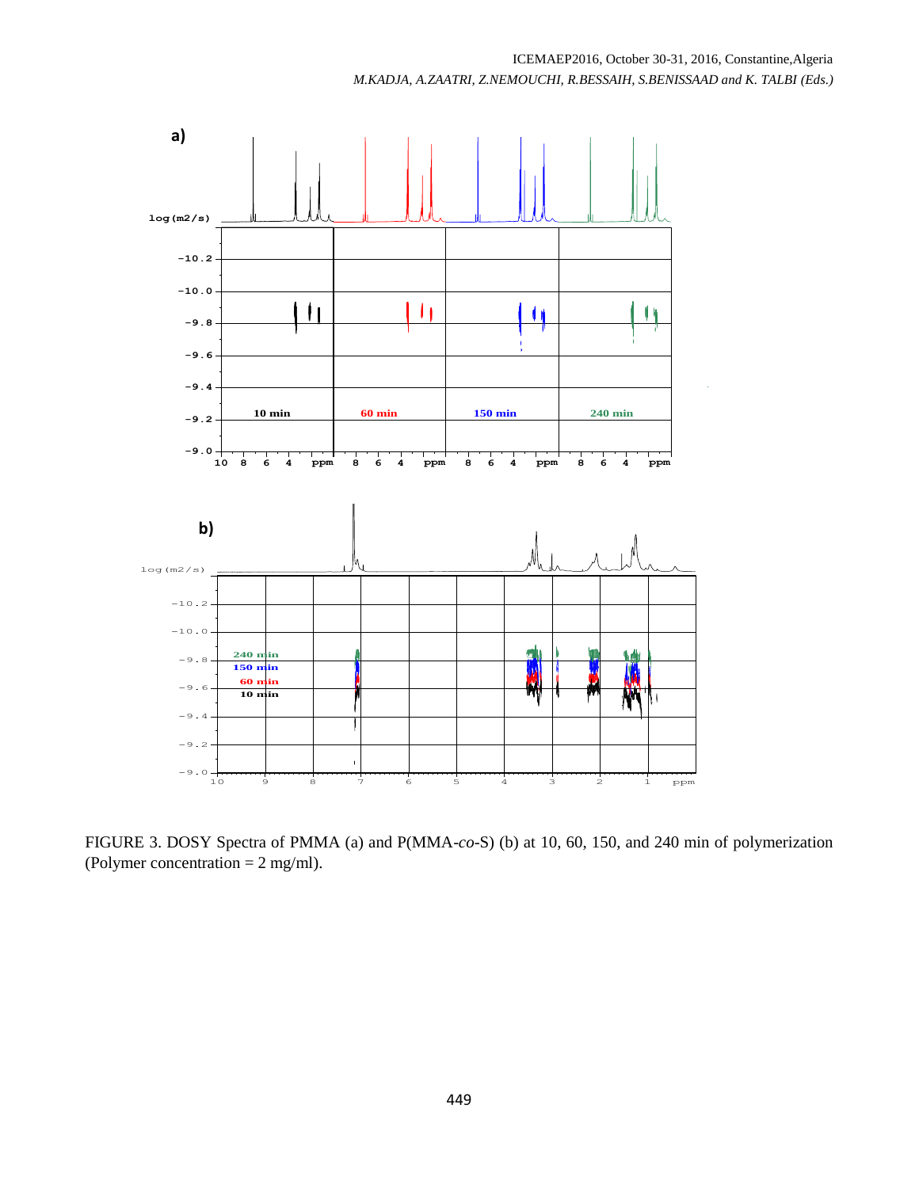FIGURE 3. DOSY Spectra of PMMA (a) and P(MMA-*co*-S) (b) at 10, 60, 150, and 240 min of polymerization (Polymer concentration = 2 mg/ml).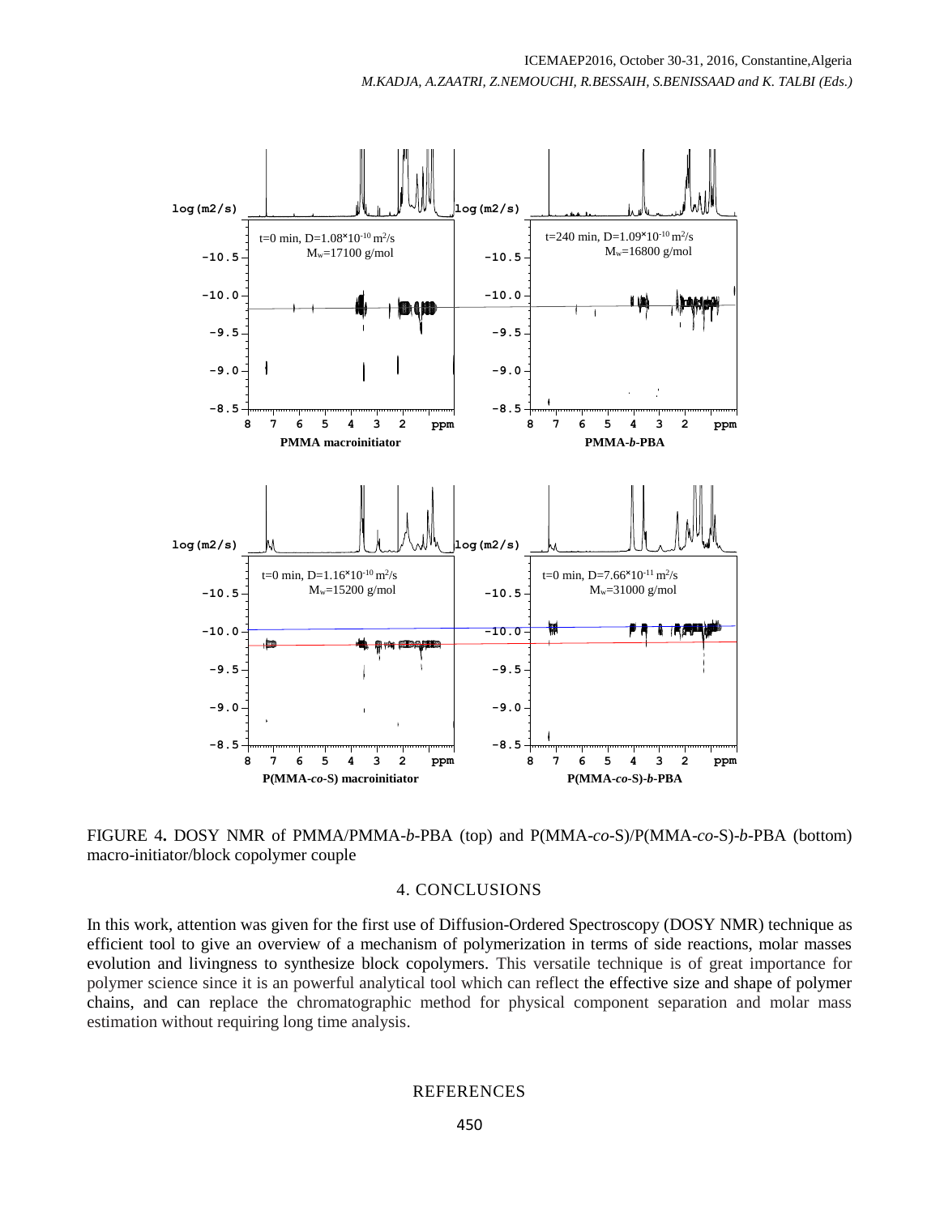FIGURE 4. DOSY NMR of PMMA/PMMA-*b*-PBA (top) and P(MMA-*co*-S)/P(MMA-*co*-S)-*b*-PBA (bottom) macro-initiator/block copolymer couple

## 4. CONCLUSIONS

In this work, attention was given for the first use of Diffusion-Ordered Spectroscopy (DOSY NMR) technique as efficient tool to give an overview of a mechanism of polymerization in terms of side reactions, molar masses evolution and livingness to synthesize block copolymers. This versatile technique is of great importance for polymer science since it is an powerful analytical tool which can reflect the effective size and shape of polymer chains, and can replace the chromatographic method for physical component separation and molar mass estimation without requiring long time analysis.

## REFERENCES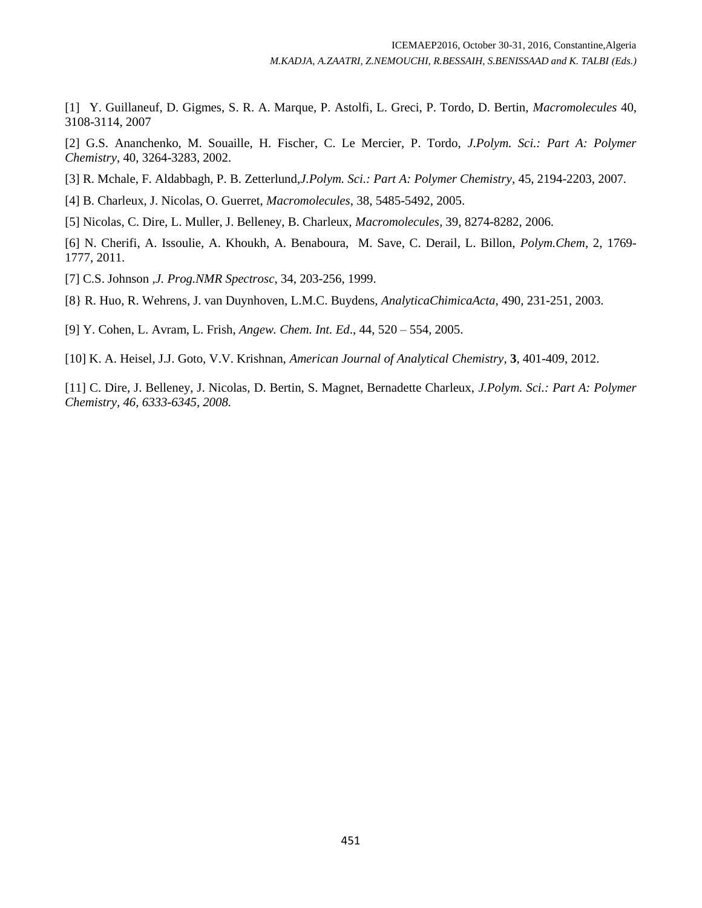[1] Y. Guillaneuf, D. Gigmes, S. R. A. Marque, P. Astolfi, L. Greci, P. Tordo, D. Bertin, *Macromolecules* 40, 3108-3114, 2007

[2] G.S. Ananchenko, M. Souaille, H. Fischer, C. Le Mercier, P. Tordo, *J.Polym. Sci.: Part A: Polymer Chemistry*, 40, 3264-3283, 2002.

[3] R. Mchale, F. Aldabbagh, P. B. Zetterlund,*J.Polym. Sci.: Part A: Polymer Chemistry*, 45, 2194-2203, 2007.

[4] B. Charleux, J. Nicolas, O. Guerret, *Macromolecules*, 38, 5485-5492, 2005.

[5] Nicolas, C. Dire, L. Muller, J. Belleney, B. Charleux, *Macromolecules*, 39, 8274-8282, 2006.

[6] N. Cherifi, A. Issoulie, A. Khoukh, A. Benaboura, M. Save, C. Derail, L. Billon, *Polym.Chem*, 2, 1769-1777, 2011.

[7] C.S. Johnson ,*J. Prog.NMR Spectrosc*, 34, 203-256, 1999.

[8} R. Huo, R. Wehrens, J. van Duynhoven, L.M.C. Buydens, *AnalyticaChimicaActa,* 490, 231-251, 2003.

[9] Y. Cohen, L. Avram, L. Frish, *Angew. Chem. Int. Ed*., 44, 520 – 554, 2005.

[10] K. A. Heisel, J.J. Goto, V.V. Krishnan, *American Journal of Analytical Chemistry*, **3**, 401-409, 2012.

[11] C. Dire, J. Belleney, J. Nicolas, D. Bertin, S. Magnet, Bernadette Charleux, *J.Polym. Sci.: Part A: Polymer Chemistry, 46, 6333-6345, 2008.*